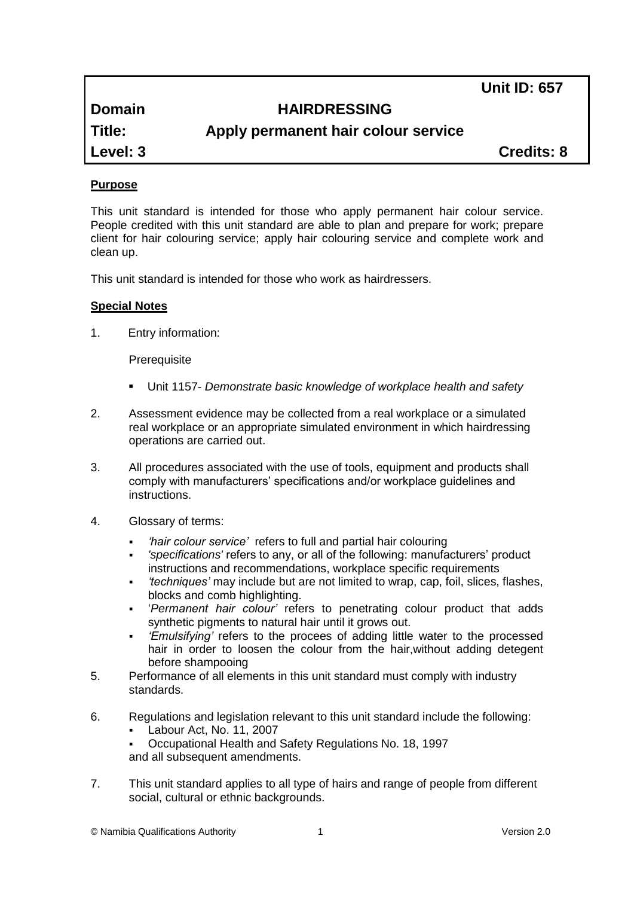| | | Unit ID: 657 |
|---|---|---|
| **Domain** | **HAIRDRESSING** | |
| **Title:** | **Apply permanent hair colour service** | |
| **Level: 3** | | **Credits: 8** |

**Purpose**

This unit standard is intended for those who apply permanent hair colour service. People credited with this unit standard are able to plan and prepare for work; prepare client for hair colouring service; apply hair colouring service and complete work and clean up.

This unit standard is intended for those who work as hairdressers.

**Special Notes**

1. Entry information:

   Prerequisite

   - Unit 1157- *Demonstrate basic knowledge of workplace health and safety*

2. Assessment evidence may be collected from a real workplace or a simulated real workplace or an appropriate simulated environment in which hairdressing operations are carried out.

3. All procedures associated with the use of tools, equipment and products shall comply with manufacturers' specifications and/or workplace guidelines and instructions.

4. Glossary of terms:
   - *'hair colour service'* refers to full and partial hair colouring
   - *'specifications'* refers to any, or all of the following: manufacturers' product instructions and recommendations, workplace specific requirements
   - *'techniques'* may include but are not limited to wrap, cap, foil, slices, flashes, blocks and comb highlighting.
   - '*Permanent hair colour'* refers to penetrating colour product that adds synthetic pigments to natural hair until it grows out.
   - *'Emulsifying'* refers to the procees of adding little water to the processed hair in order to loosen the colour from the hair,without adding detegent before shampooing

5. Performance of all elements in this unit standard must comply with industry standards.

6. Regulations and legislation relevant to this unit standard include the following:
   - Labour Act, No. 11, 2007
   - Occupational Health and Safety Regulations No. 18, 1997

   and all subsequent amendments.

7. This unit standard applies to all type of hairs and range of people from different social, cultural or ethnic backgrounds.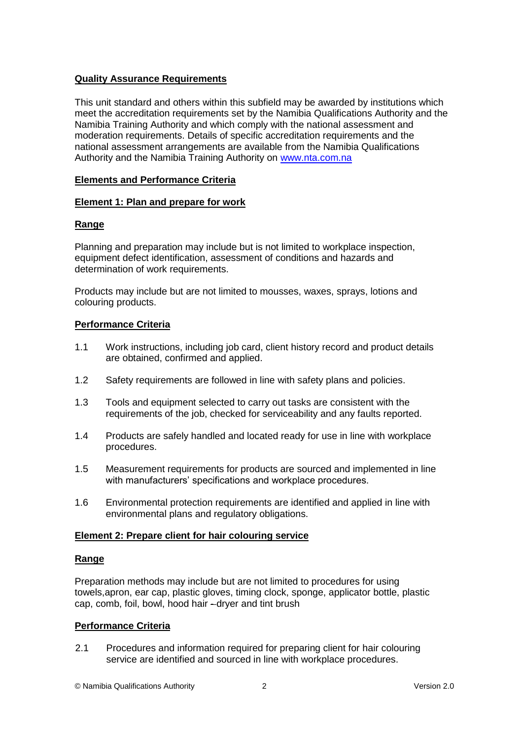## Quality Assurance Requirements

This unit standard and others within this subfield may be awarded by institutions which meet the accreditation requirements set by the Namibia Qualifications Authority and the Namibia Training Authority and which comply with the national assessment and moderation requirements. Details of specific accreditation requirements and the national assessment arrangements are available from the Namibia Qualifications Authority and the Namibia Training Authority on www.nta.com.na

## Elements and Performance Criteria

### Element 1: Plan and prepare for work

#### Range

Planning and preparation may include but is not limited to workplace inspection, equipment defect identification, assessment of conditions and hazards and determination of work requirements.

Products may include but are not limited to mousses, waxes, sprays, lotions and colouring products.

#### Performance Criteria

1.1 Work instructions, including job card, client history record and product details are obtained, confirmed and applied.

1.2 Safety requirements are followed in line with safety plans and policies.

1.3 Tools and equipment selected to carry out tasks are consistent with the requirements of the job, checked for serviceability and any faults reported.

1.4 Products are safely handled and located ready for use in line with workplace procedures.

1.5 Measurement requirements for products are sourced and implemented in line with manufacturers' specifications and workplace procedures.

1.6 Environmental protection requirements are identified and applied in line with environmental plans and regulatory obligations.

### Element 2: Prepare client for hair colouring service

#### Range

Preparation methods may include but are not limited to procedures for using towels,apron, ear cap, plastic gloves, timing clock, sponge, applicator bottle, plastic cap, comb, foil, bowl, hood hair –dryer and tint brush

#### Performance Criteria

2.1 Procedures and information required for preparing client for hair colouring service are identified and sourced in line with workplace procedures.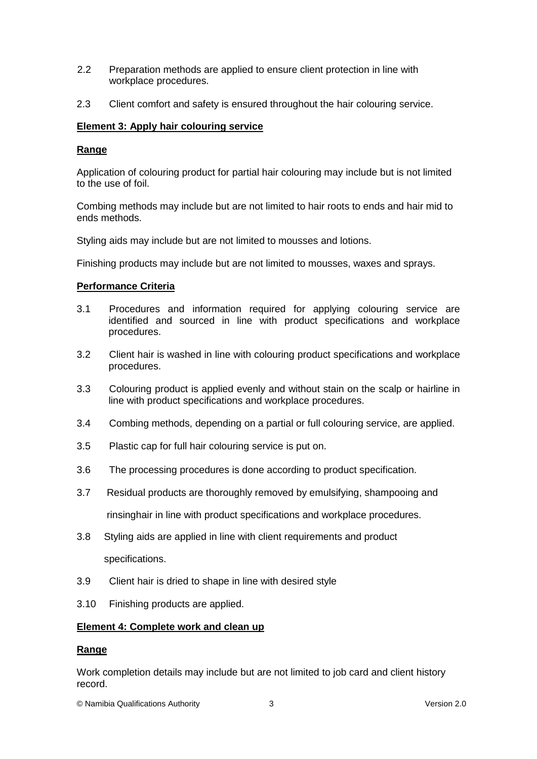2.2 Preparation methods are applied to ensure client protection in line with workplace procedures.

2.3 Client comfort and safety is ensured throughout the hair colouring service.

**Element 3: Apply hair colouring service**

**Range**

Application of colouring product for partial hair colouring may include but is not limited to the use of foil.

Combing methods may include but are not limited to hair roots to ends and hair mid to ends methods.

Styling aids may include but are not limited to mousses and lotions.

Finishing products may include but are not limited to mousses, waxes and sprays.

**Performance Criteria**

3.1 Procedures and information required for applying colouring service are identified and sourced in line with product specifications and workplace procedures.

3.2 Client hair is washed in line with colouring product specifications and workplace procedures.

3.3 Colouring product is applied evenly and without stain on the scalp or hairline in line with product specifications and workplace procedures.

3.4 Combing methods, depending on a partial or full colouring service, are applied.

3.5 Plastic cap for full hair colouring service is put on.

3.6 The processing procedures is done according to product specification.

3.7 Residual products are thoroughly removed by emulsifying, shampooing and rinsinghair in line with product specifications and workplace procedures.

3.8 Styling aids are applied in line with client requirements and product specifications.

3.9 Client hair is dried to shape in line with desired style

3.10 Finishing products are applied.

**Element 4: Complete work and clean up**

**Range**

Work completion details may include but are not limited to job card and client history record.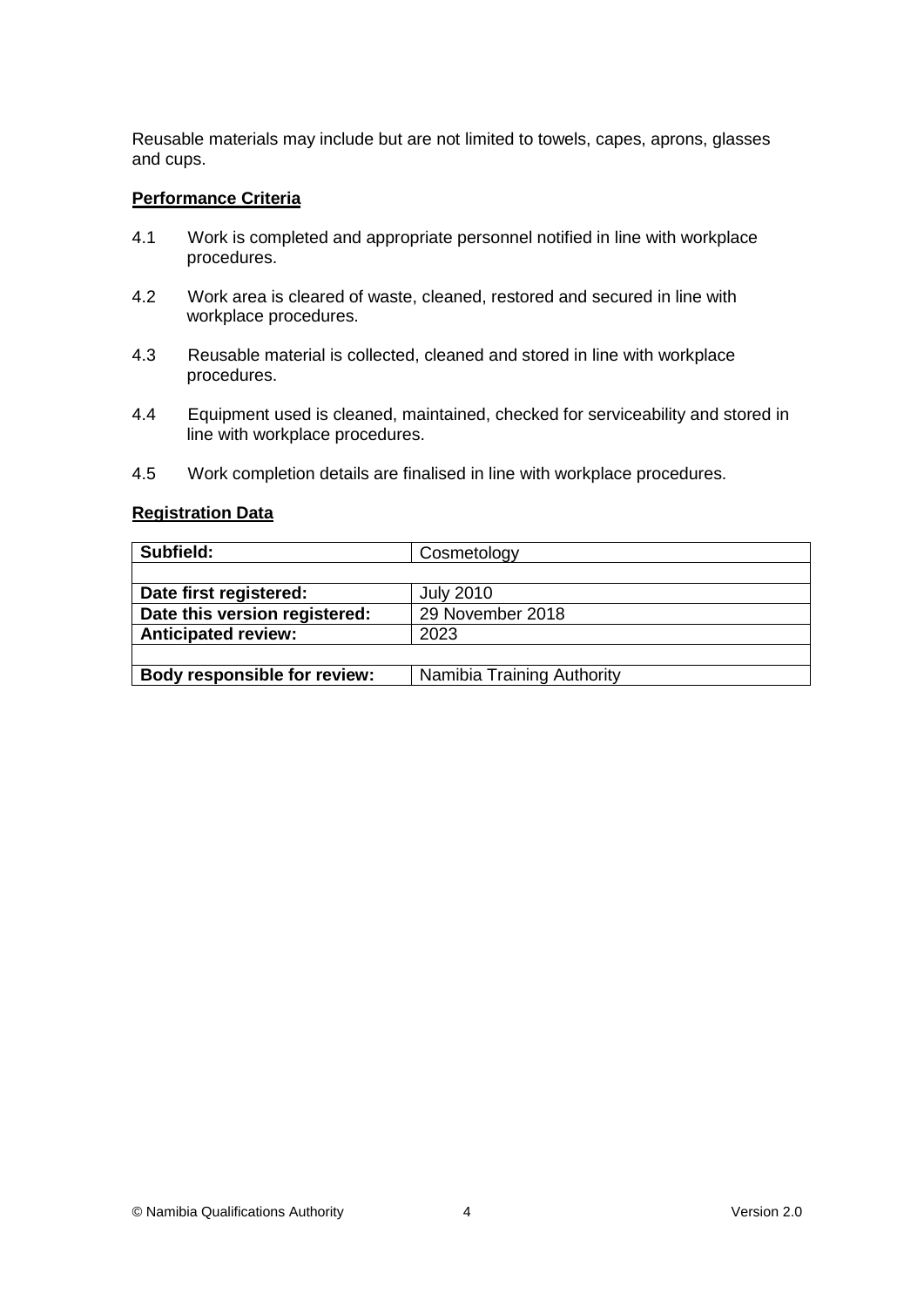Reusable materials may include but are not limited to towels, capes, aprons, glasses and cups.

**Performance Criteria**

4.1 Work is completed and appropriate personnel notified in line with workplace procedures.

4.2 Work area is cleared of waste, cleaned, restored and secured in line with workplace procedures.

4.3 Reusable material is collected, cleaned and stored in line with workplace procedures.

4.4 Equipment used is cleaned, maintained, checked for serviceability and stored in line with workplace procedures.

4.5 Work completion details are finalised in line with workplace procedures.

**Registration Data**

| | |
|---|---|
| **Subfield:** | Cosmetology |
| | |
| **Date first registered:** | July 2010 |
| **Date this version registered:** | 29 November 2018 |
| **Anticipated review:** | 2023 |
| | |
| **Body responsible for review:** | Namibia Training Authority |